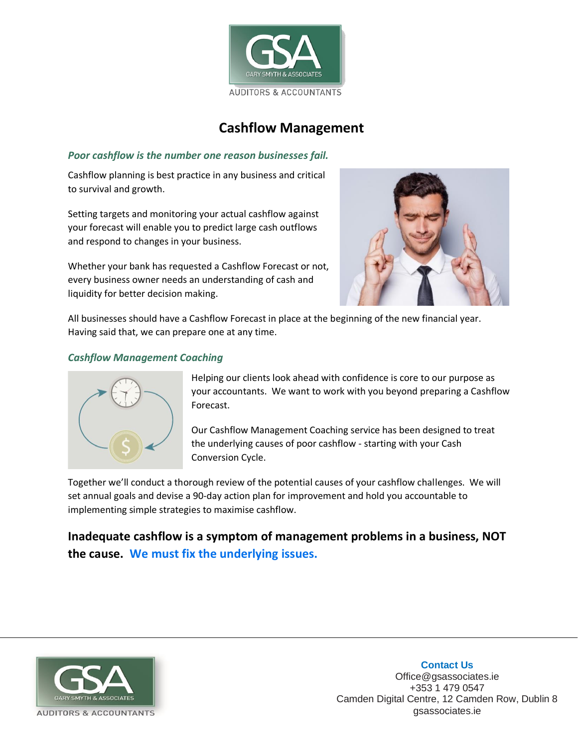GSA
GARY SMYTH & ASSOCIATES
AUDITORS & ACCOUNTANTS

# Cashflow Management

### *Poor cashflow is the number one reason businesses fail.*

Cashflow planning is best practice in any business and critical to survival and growth.

Setting targets and monitoring your actual cashflow against your forecast will enable you to predict large cash outflows and respond to changes in your business.

Whether your bank has requested a Cashflow Forecast or not, every business owner needs an understanding of cash and liquidity for better decision making.

All businesses should have a Cashflow Forecast in place at the beginning of the new financial year. Having said that, we can prepare one at any time.

### *Cashflow Management Coaching*

Helping our clients look ahead with confidence is core to our purpose as your accountants. We want to work with you beyond preparing a Cashflow Forecast.

Our Cashflow Management Coaching service has been designed to treat the underlying causes of poor cashflow - starting with your Cash Conversion Cycle.

Together we'll conduct a thorough review of the potential causes of your cashflow challenges. We will set annual goals and devise a 90-day action plan for improvement and hold you accountable to implementing simple strategies to maximise cashflow.

**Inadequate cashflow is a symptom of management problems in a business, NOT the cause. We must fix the underlying issues.**

GSA
GARY SMYTH & ASSOCIATES
AUDITORS & ACCOUNTANTS

**Contact Us**
Office@gsassociates.ie
+353 1 479 0547
Camden Digital Centre, 12 Camden Row, Dublin 8
gsassociates.ie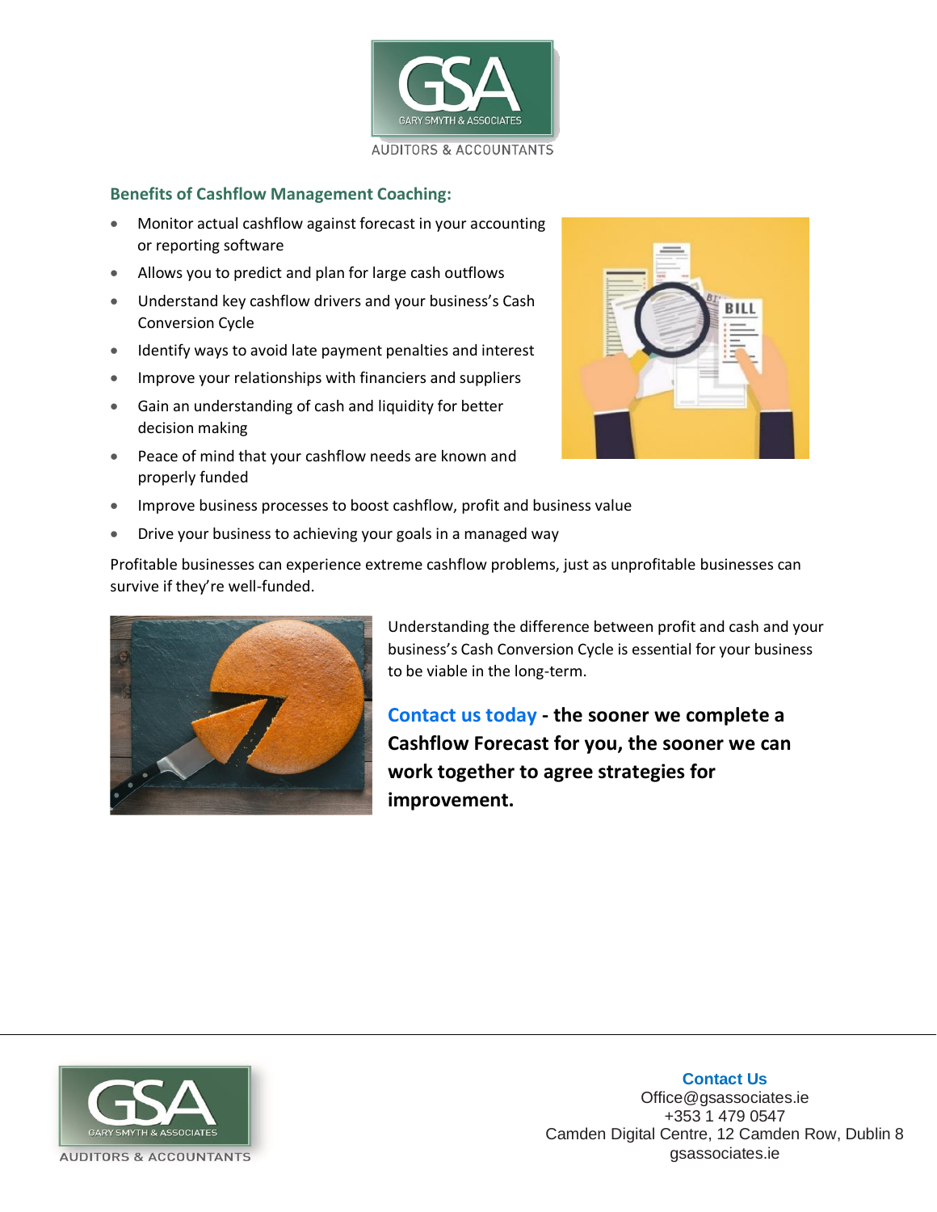### Benefits of Cashflow Management Coaching:

- Monitor actual cashflow against forecast in your accounting or reporting software
- Allows you to predict and plan for large cash outflows
- Understand key cashflow drivers and your business's Cash Conversion Cycle
- Identify ways to avoid late payment penalties and interest
- Improve your relationships with financiers and suppliers
- Gain an understanding of cash and liquidity for better decision making
- Peace of mind that your cashflow needs are known and properly funded
- Improve business processes to boost cashflow, profit and business value
- Drive your business to achieving your goals in a managed way

Profitable businesses can experience extreme cashflow problems, just as unprofitable businesses can survive if they're well-funded.

Understanding the difference between profit and cash and your business's Cash Conversion Cycle is essential for your business to be viable in the long-term.

**Contact us today - the sooner we complete a Cashflow Forecast for you, the sooner we can work together to agree strategies for improvement.**

**Contact Us**
Office@gsassociates.ie
+353 1 479 0547
Camden Digital Centre, 12 Camden Row, Dublin 8
gsassociates.ie